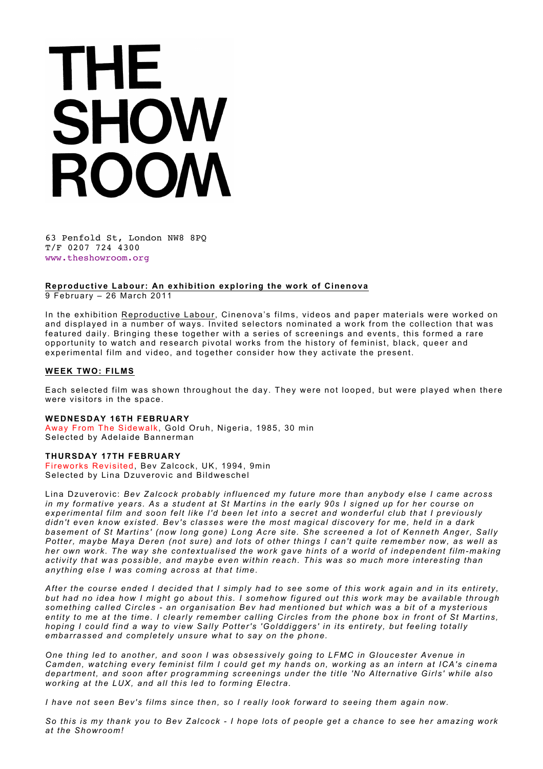# THE SHOWROOM

63 Penfold St, London NW8 8PQ
T/F 0207 724 4300
www.theshowroom.org

**Reproductive Labour: An exhibition exploring the work of Cinenova**
9 February – 26 March 2011

In the exhibition Reproductive Labour, Cinenova's films, videos and paper materials were worked on and displayed in a number of ways. Invited selectors nominated a work from the collection that was featured daily. Bringing these together with a series of screenings and events, this formed a rare opportunity to watch and research pivotal works from the history of feminist, black, queer and experimental film and video, and together consider how they activate the present.

## WEEK TWO: FILMS

Each selected film was shown throughout the day. They were not looped, but were played when there were visitors in the space.

**WEDNESDAY 16TH FEBRUARY**
Away From The Sidewalk, Gold Oruh, Nigeria, 1985, 30 min
Selected by Adelaide Bannerman

**THURSDAY 17TH FEBRUARY**
Fireworks Revisited, Bev Zalcock, UK, 1994, 9min
Selected by Lina Dzuverovic and Bildweschel

Lina Dzuverovic: *Bev Zalcock probably influenced my future more than anybody else I came across in my formative years. As a student at St Martins in the early 90s I signed up for her course on experimental film and soon felt like I'd been let into a secret and wonderful club that I previously didn't even know existed. Bev's classes were the most magical discovery for me, held in a dark basement of St Martins' (now long gone) Long Acre site. She screened a lot of Kenneth Anger, Sally Potter, maybe Maya Deren (not sure) and lots of other things I can't quite remember now, as well as her own work. The way she contextualised the work gave hints of a world of independent film-making activity that was possible, and maybe even within reach. This was so much more interesting than anything else I was coming across at that time.*

*After the course ended I decided that I simply had to see some of this work again and in its entirety, but had no idea how I might go about this. I somehow figured out this work may be available through something called Circles - an organisation Bev had mentioned but which was a bit of a mysterious entity to me at the time. I clearly remember calling Circles from the phone box in front of St Martins, hoping I could find a way to view Sally Potter's 'Golddiggers' in its entirety, but feeling totally embarrassed and completely unsure what to say on the phone.*

*One thing led to another, and soon I was obsessively going to LFMC in Gloucester Avenue in Camden, watching every feminist film I could get my hands on, working as an intern at ICA's cinema department, and soon after programming screenings under the title 'No Alternative Girls' while also working at the LUX, and all this led to forming Electra.*

*I have not seen Bev's films since then, so I really look forward to seeing them again now.*

*So this is my thank you to Bev Zalcock - I hope lots of people get a chance to see her amazing work at the Showroom!*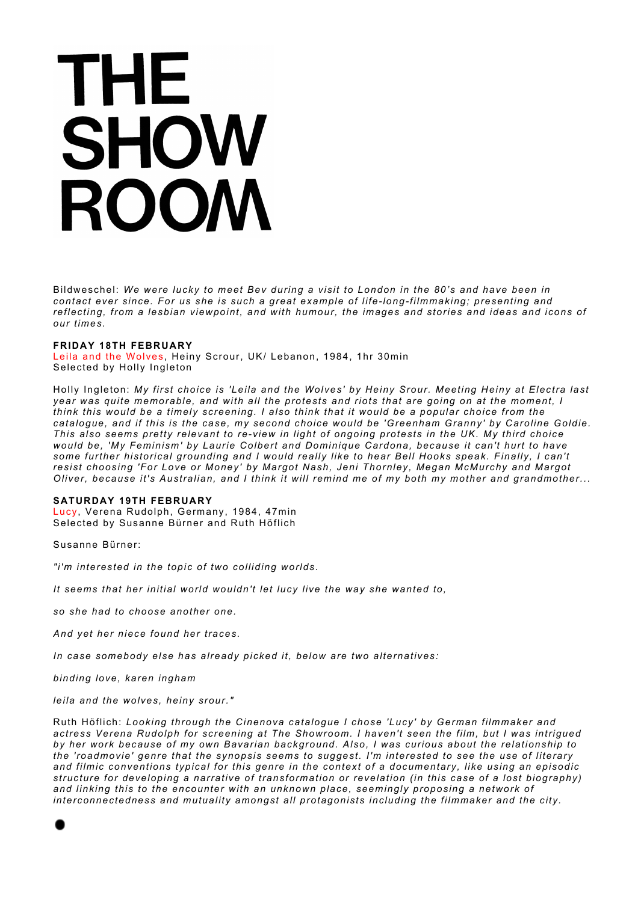# THE SHOW ROOM

Bildweschel: *We were lucky to meet Bev during a visit to London in the 80's and have been in contact ever since. For us she is such a great example of life-long-filmmaking; presenting and reflecting, from a lesbian viewpoint, and with humour, the images and stories and ideas and icons of our times.*

**FRIDAY 18TH FEBRUARY**
Leila and the Wolves, Heiny Scrour, UK/ Lebanon, 1984, 1hr 30min
Selected by Holly Ingleton

Holly Ingleton: *My first choice is 'Leila and the Wolves' by Heiny Srour. Meeting Heiny at Electra last year was quite memorable, and with all the protests and riots that are going on at the moment, I think this would be a timely screening. I also think that it would be a popular choice from the catalogue, and if this is the case, my second choice would be 'Greenham Granny' by Caroline Goldie. This also seems pretty relevant to re-view in light of ongoing protests in the UK. My third choice would be, 'My Feminism' by Laurie Colbert and Dominique Cardona, because it can't hurt to have some further historical grounding and I would really like to hear Bell Hooks speak. Finally, I can't resist choosing 'For Love or Money' by Margot Nash, Jeni Thornley, Megan McMurchy and Margot Oliver, because it's Australian, and I think it will remind me of my both my mother and grandmother...*

**SATURDAY 19TH FEBRUARY**
Lucy, Verena Rudolph, Germany, 1984, 47min
Selected by Susanne Bürner and Ruth Höflich

Susanne Bürner:

*"i'm interested in the topic of two colliding worlds.*

*It seems that her initial world wouldn't let lucy live the way she wanted to,*

*so she had to choose another one.*

*And yet her niece found her traces.*

*In case somebody else has already picked it, below are two alternatives:*

*binding love, karen ingham*

*leila and the wolves, heiny srour."*

Ruth Höflich: *Looking through the Cinenova catalogue I chose 'Lucy' by German filmmaker and actress Verena Rudolph for screening at The Showroom. I haven't seen the film, but I was intrigued by her work because of my own Bavarian background. Also, I was curious about the relationship to the 'roadmovie' genre that the synopsis seems to suggest. I'm interested to see the use of literary and filmic conventions typical for this genre in the context of a documentary, like using an episodic structure for developing a narrative of transformation or revelation (in this case of a lost biography) and linking this to the encounter with an unknown place, seemingly proposing a network of interconnectedness and mutuality amongst all protagonists including the filmmaker and the city.*